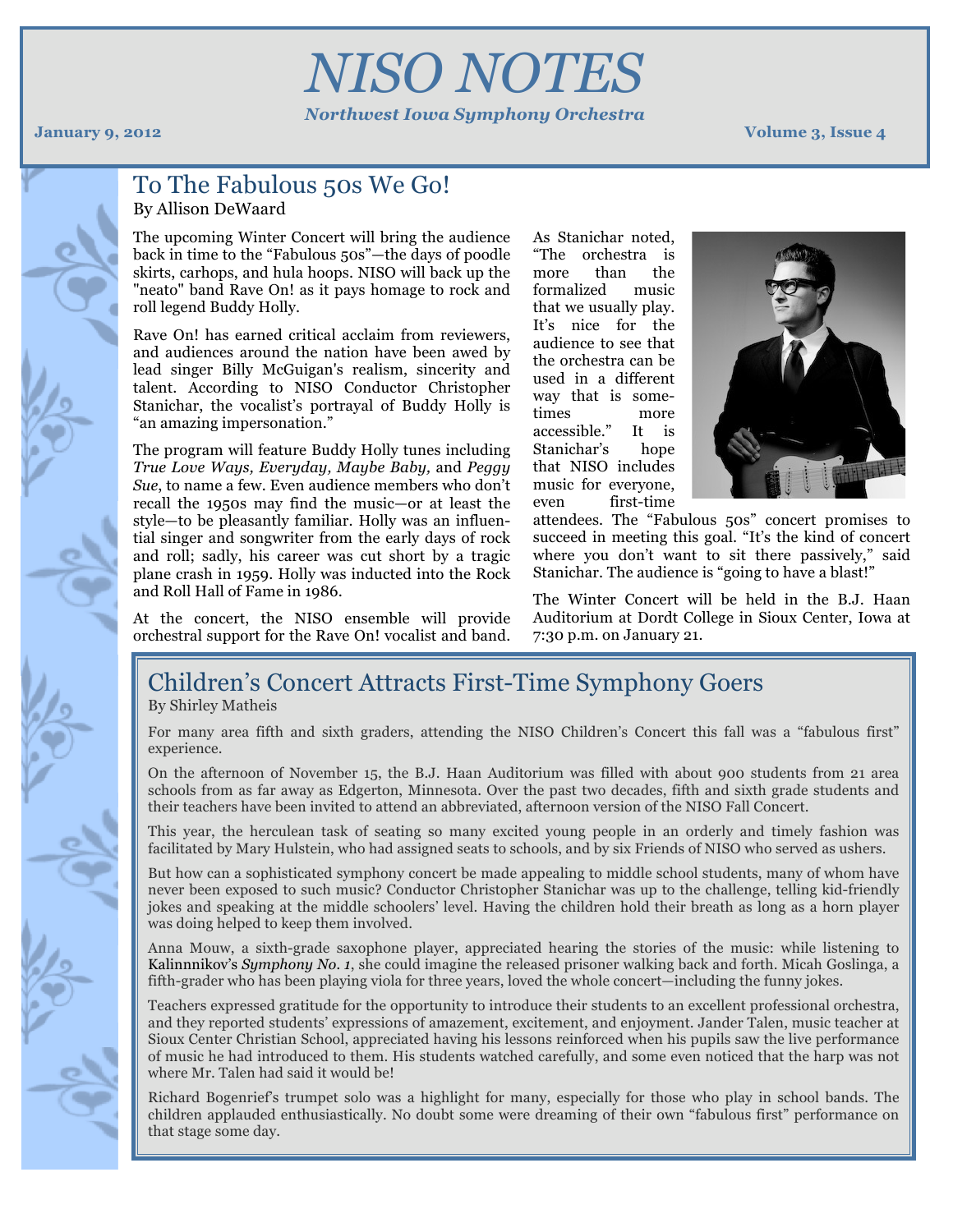# NISO NOTES

**Northwest Iowa Symphony Orchestra**

**January 9, 2012**

## To The Fabulous 50s We Go!

By Allison DeWaard

The upcoming Winter Concert will bring the audience back in time to the "Fabulous 50s"—the days of poodle skirts, carhops, and hula hoops. NISO will back up the "neato" band Rave On! as it pays homage to rock and roll legend Buddy Holly.

Rave On! has earned critical acclaim from reviewers, and audiences around the nation have been awed by lead singer Billy McGuigan's realism, sincerity and talent. According to NISO Conductor Christopher Stanichar, the vocalist's portrayal of Buddy Holly is "an amazing impersonation."

The program will feature Buddy Holly tunes including *True Love Ways, Everyday, Maybe Baby,* and *Peggy Sue*, to name a few. Even audience members who don't recall the 1950s may find the music—or at least the style—to be pleasantly familiar. Holly was an influential singer and songwriter from the early days of rock and roll; sadly, his career was cut short by a tragic plane crash in 1959. Holly was inducted into the Rock and Roll Hall of Fame in 1986.

At the concert, the NISO ensemble will provide orchestral support for the Rave On! vocalist and band. As Stanichar noted, "The orchestra is more than the formalized music that we usually play. It's nice for the audience to see that the orchestra can be used in a different way that is sometimes more accessible." It is Stanichar's hope that NISO includes music for everyone, even first-time attendees. The "Fabulous 50s" concert promises to succeed in meeting this goal. "It's the kind of concert where you don't want to sit there passively," said Stanichar. The audience is "going to have a blast!"

The Winter Concert will be held in the B.J. Haan Auditorium at Dordt College in Sioux Center, Iowa at 7:30 p.m. on January 21.

## Children's Concert Attracts First-Time Symphony Goers

By Shirley Matheis

For many area fifth and sixth graders, attending the NISO Children's Concert this fall was a "fabulous first" experience.

On the afternoon of November 15, the B.J. Haan Auditorium was filled with about 900 students from 21 area schools from as far away as Edgerton, Minnesota. Over the past two decades, fifth and sixth grade students and their teachers have been invited to attend an abbreviated, afternoon version of the NISO Fall Concert.

This year, the herculean task of seating so many excited young people in an orderly and timely fashion was facilitated by Mary Hulstein, who had assigned seats to schools, and by six Friends of NISO who served as ushers.

But how can a sophisticated symphony concert be made appealing to middle school students, many of whom have never been exposed to such music? Conductor Christopher Stanichar was up to the challenge, telling kid-friendly jokes and speaking at the middle schoolers' level. Having the children hold their breath as long as a horn player was doing helped to keep them involved.

Anna Mouw, a sixth-grade saxophone player, appreciated hearing the stories of the music: while listening to Kalinnnikov's *Symphony No. 1*, she could imagine the released prisoner walking back and forth. Micah Goslinga, a fifth-grader who has been playing viola for three years, loved the whole concert—including the funny jokes.

Teachers expressed gratitude for the opportunity to introduce their students to an excellent professional orchestra, and they reported students' expressions of amazement, excitement, and enjoyment. Jander Talen, music teacher at Sioux Center Christian School, appreciated having his lessons reinforced when his pupils saw the live performance of music he had introduced to them. His students watched carefully, and some even noticed that the harp was not where Mr. Talen had said it would be!

Richard Bogenrief's trumpet solo was a highlight for many, especially for those who play in school bands. The children applauded enthusiastically. No doubt some were dreaming of their own "fabulous first" performance on that stage some day.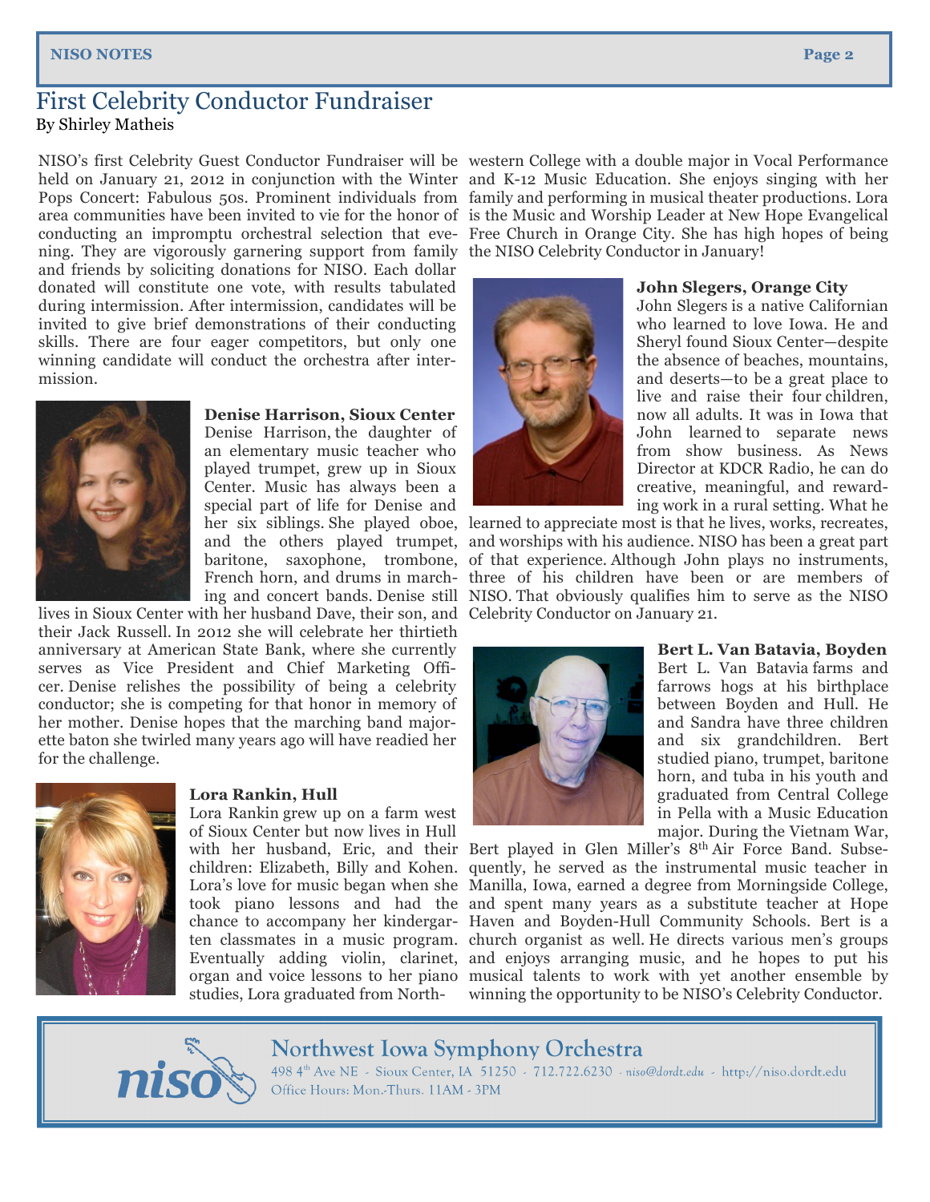# First Celebrity Conductor Fundraiser

By Shirley Matheis

NISO's first Celebrity Guest Conductor Fundraiser will be held on January 21, 2012 in conjunction with the Winter Pops Concert: Fabulous 50s. Prominent individuals from area communities have been invited to vie for the honor of conducting an impromptu orchestral selection that evening. They are vigorously garnering support from family and friends by soliciting donations for NISO. Each dollar donated will constitute one vote, with results tabulated during intermission. After intermission, candidates will be invited to give brief demonstrations of their conducting skills. There are four eager competitors, but only one winning candidate will conduct the orchestra after intermission.

**Denise Harrison, Sioux Center**

Denise Harrison, the daughter of an elementary music teacher who played trumpet, grew up in Sioux Center. Music has always been a special part of life for Denise and her six siblings. She played oboe, and the others played trumpet, baritone, saxophone, trombone, French horn, and drums in marching and concert bands. Denise still lives in Sioux Center with her husband Dave, their son, and their Jack Russell. In 2012 she will celebrate her thirtieth anniversary at American State Bank, where she currently serves as Vice President and Chief Marketing Officer. Denise relishes the possibility of being a celebrity conductor; she is competing for that honor in memory of her mother. Denise hopes that the marching band majorette baton she twirled many years ago will have readied her for the challenge.

**Lora Rankin, Hull**

Lora Rankin grew up on a farm west of Sioux Center but now lives in Hull with her husband, Eric, and their children: Elizabeth, Billy and Kohen. Lora's love for music began when she took piano lessons and had the chance to accompany her kindergarten classmates in a music program. Eventually adding violin, clarinet, organ and voice lessons to her piano studies, Lora graduated from Northwestern College with a double major in Vocal Performance and K-12 Music Education. She enjoys singing with her family and performing in musical theater productions. Lora is the Music and Worship Leader at New Hope Evangelical Free Church in Orange City. She has high hopes of being the NISO Celebrity Conductor in January!

**John Slegers, Orange City**

John Slegers is a native Californian who learned to love Iowa. He and Sheryl found Sioux Center—despite the absence of beaches, mountains, and deserts—to be a great place to live and raise their four children, now all adults. It was in Iowa that John learned to separate news from show business. As News Director at KDCR Radio, he can do creative, meaningful, and rewarding work in a rural setting. What he learned to appreciate most is that he lives, works, recreates, and worships with his audience. NISO has been a great part of that experience. Although John plays no instruments, three of his children have been or are members of NISO. That obviously qualifies him to serve as the NISO Celebrity Conductor on January 21.

**Bert L. Van Batavia, Boyden**

Bert L. Van Batavia farms and farrows hogs at his birthplace between Boyden and Hull. He and Sandra have three children and six grandchildren. Bert studied piano, trumpet, baritone horn, and tuba in his youth and graduated from Central College in Pella with a Music Education major. During the Vietnam War, Bert played in Glen Miller's 8th Air Force Band. Subsequently, he served as the instrumental music teacher in Manilla, Iowa, earned a degree from Morningside College, and spent many years as a substitute teacher at Hope Haven and Boyden-Hull Community Schools. Bert is a church organist as well. He directs various men's groups and enjoys arranging music, and he hopes to put his musical talents to work with yet another ensemble by winning the opportunity to be NISO's Celebrity Conductor.

**Northwest Iowa Symphony Orchestra**

498 4th Ave NE - Sioux Center, IA 51250 - 712.722.6230 - niso@dordt.edu - http://niso.dordt.edu

Office Hours: Mon.-Thurs. 11AM - 3PM